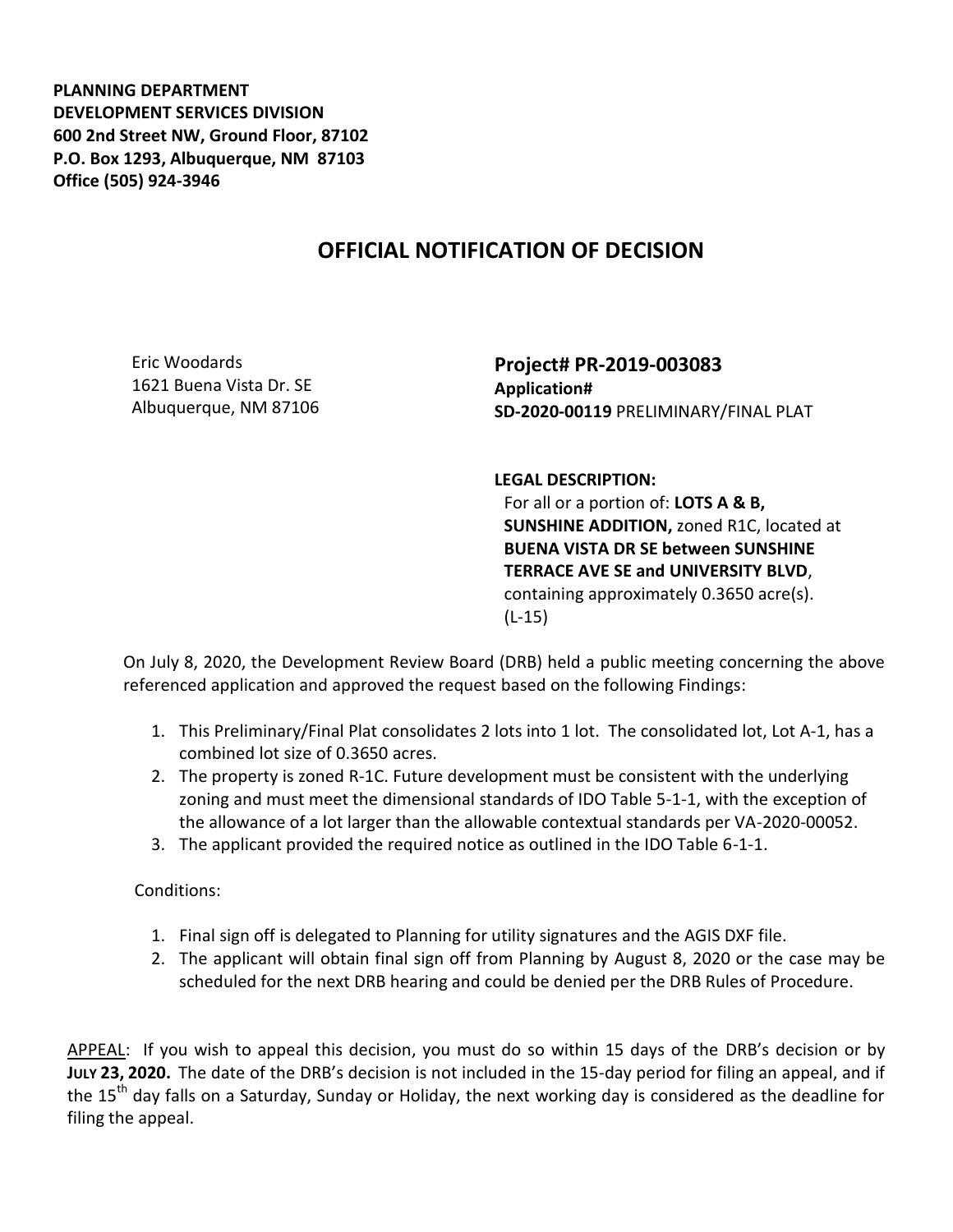**PLANNING DEPARTMENT**
**DEVELOPMENT SERVICES DIVISION**
**600 2nd Street NW, Ground Floor, 87102**
**P.O. Box 1293, Albuquerque, NM 87103**
**Office (505) 924-3946**

# OFFICIAL NOTIFICATION OF DECISION

Eric Woodards
1621 Buena Vista Dr. SE
Albuquerque, NM 87106

**Project# PR-2019-003083**
**Application#**
**SD-2020-00119** PRELIMINARY/FINAL PLAT

**LEGAL DESCRIPTION:**
For all or a portion of: **LOTS A & B, SUNSHINE ADDITION,** zoned R1C, located at **BUENA VISTA DR SE between SUNSHINE TERRACE AVE SE and UNIVERSITY BLVD**, containing approximately 0.3650 acre(s). (L-15)

On July 8, 2020, the Development Review Board (DRB) held a public meeting concerning the above referenced application and approved the request based on the following Findings:

1. This Preliminary/Final Plat consolidates 2 lots into 1 lot. The consolidated lot, Lot A-1, has a combined lot size of 0.3650 acres.
2. The property is zoned R-1C. Future development must be consistent with the underlying zoning and must meet the dimensional standards of IDO Table 5-1-1, with the exception of the allowance of a lot larger than the allowable contextual standards per VA-2020-00052.
3. The applicant provided the required notice as outlined in the IDO Table 6-1-1.

Conditions:

1. Final sign off is delegated to Planning for utility signatures and the AGIS DXF file.
2. The applicant will obtain final sign off from Planning by August 8, 2020 or the case may be scheduled for the next DRB hearing and could be denied per the DRB Rules of Procedure.

APPEAL: If you wish to appeal this decision, you must do so within 15 days of the DRB's decision or by **JULY 23, 2020.** The date of the DRB's decision is not included in the 15-day period for filing an appeal, and if the 15th day falls on a Saturday, Sunday or Holiday, the next working day is considered as the deadline for filing the appeal.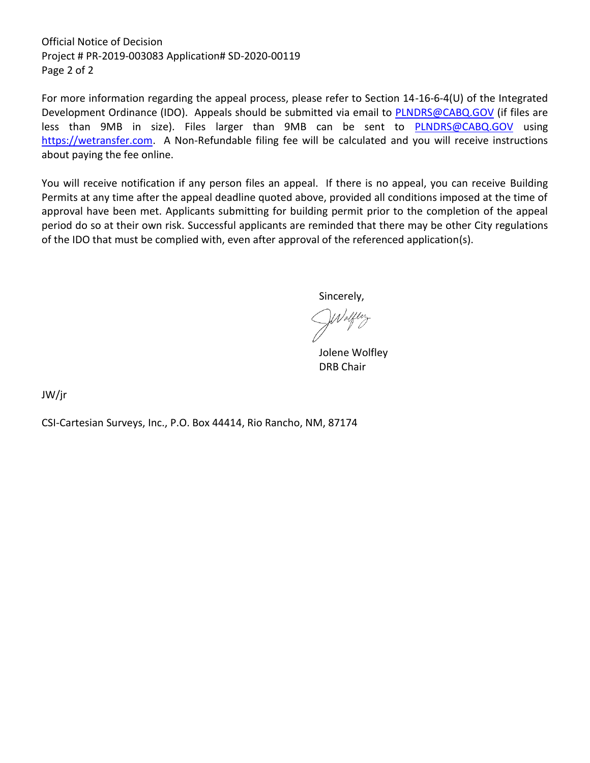For more information regarding the appeal process, please refer to Section 14-16-6-4(U) of the Integrated Development Ordinance (IDO). Appeals should be submitted via email to PLNDRS@CABQ.GOV (if files are less than 9MB in size). Files larger than 9MB can be sent to PLNDRS@CABQ.GOV using https://wetransfer.com. A Non-Refundable filing fee will be calculated and you will receive instructions about paying the fee online.

You will receive notification if any person files an appeal. If there is no appeal, you can receive Building Permits at any time after the appeal deadline quoted above, provided all conditions imposed at the time of approval have been met. Applicants submitting for building permit prior to the completion of the appeal period do so at their own risk. Successful applicants are reminded that there may be other City regulations of the IDO that must be complied with, even after approval of the referenced application(s).

Sincerely,

Jolene Wolfley
DRB Chair

JW/jr

CSI-Cartesian Surveys, Inc., P.O. Box 44414, Rio Rancho, NM, 87174